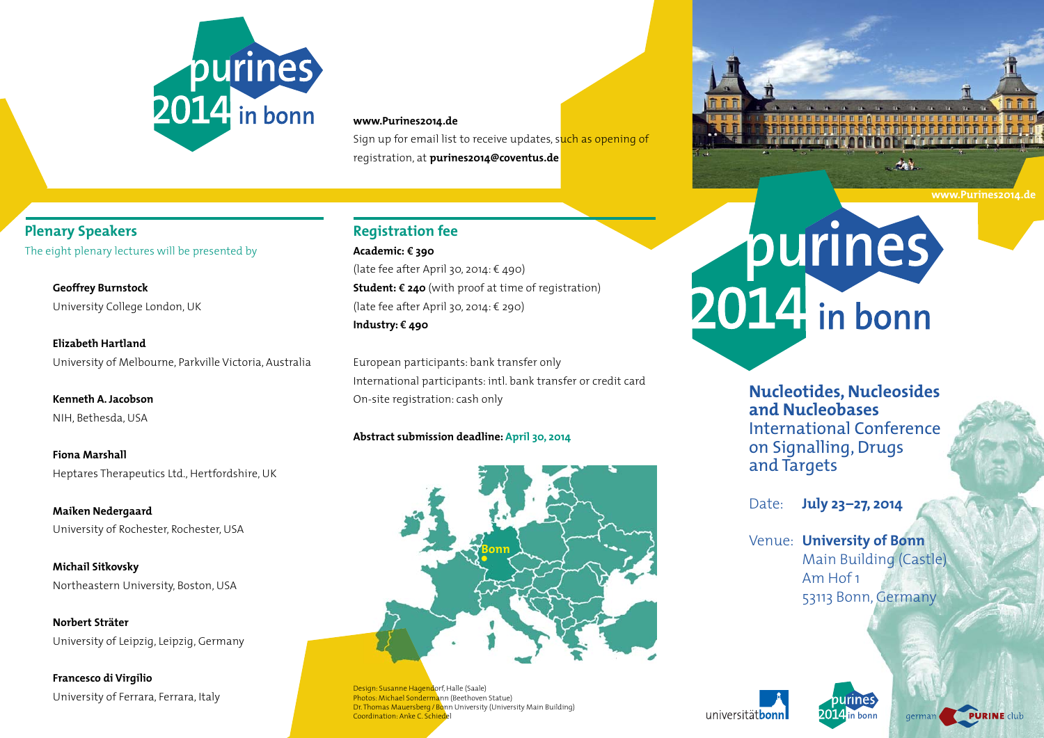purines 2014 in bonn

**www.Purines2014.de**

Sign up for email list to receive updates, such as opening of registration, at **purines2014@coventus.de**

## Plenary Speakers

The eight plenary lectures will be presented by

**Geoffrey Burnstock**
University College London, UK

**Elizabeth Hartland**
University of Melbourne, Parkville Victoria, Australia

**Kenneth A. Jacobson**
NIH, Bethesda, USA

**Fiona Marshall**
Heptares Therapeutics Ltd., Hertfordshire, UK

**Maiken Nedergaard**
University of Rochester, Rochester, USA

**Michail Sitkovsky**
Northeastern University, Boston, USA

**Norbert Sträter**
University of Leipzig, Leipzig, Germany

**Francesco di Virgilio**
University of Ferrara, Ferrara, Italy

## Registration fee

**Academic: € 390**
(late fee after April 30, 2014: € 490)
**Student: € 240** (with proof at time of registration)
(late fee after April 30, 2014: € 290)
**Industry: € 490**

European participants: bank transfer only
International participants: intl. bank transfer or credit card
On-site registration: cash only

**Abstract submission deadline: April 30, 2014**

Bonn

Design: Susanne Hagendorf, Halle (Saale)
Photos: Michael Sondermann (Beethoven Statue)
Dr. Thomas Mauersberg / Bonn University (University Main Building)
Coordination: Anke C. Schiedel

www.Purines2014.de

# purines 2014 in bonn

**Nucleotides, Nucleosides and Nucleobases**
International Conference on Signalling, Drugs and Targets

Date: **July 23–27, 2014**

Venue: **University of Bonn**
Main Building (Castle)
Am Hof 1
53113 Bonn, Germany

universitätbonn | purines 2014 in bonn | german PURINE club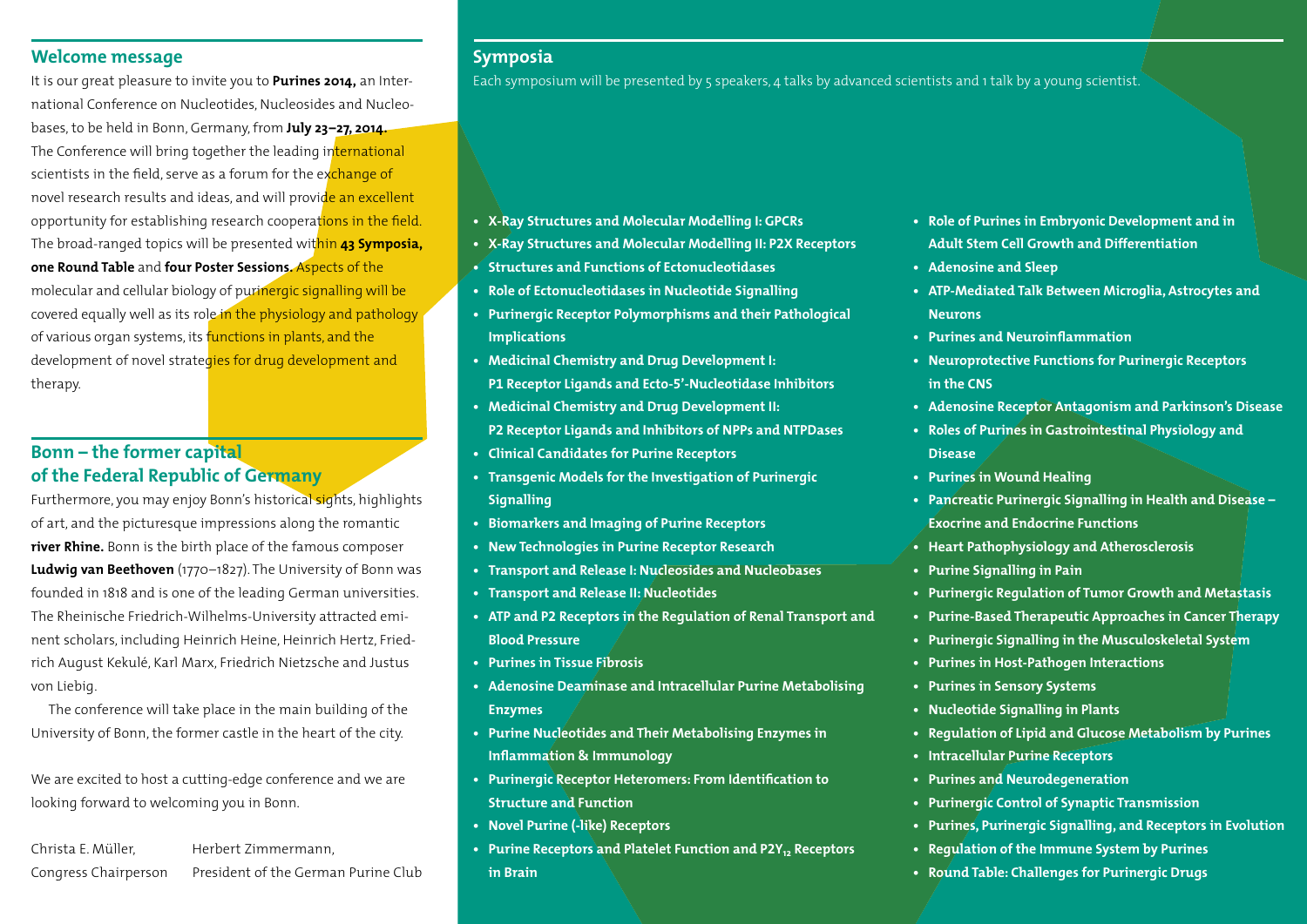## Welcome message

It is our great pleasure to invite you to **Purines 2014,** an International Conference on Nucleotides, Nucleosides and Nucleobases, to be held in Bonn, Germany, from **July 23–27, 2014.** The Conference will bring together the leading international scientists in the field, serve as a forum for the exchange of novel research results and ideas, and will provide an excellent opportunity for establishing research cooperations in the field. The broad-ranged topics will be presented within **43 Symposia, one Round Table** and **four Poster Sessions.** Aspects of the molecular and cellular biology of purinergic signalling will be covered equally well as its role in the physiology and pathology of various organ systems, its functions in plants, and the development of novel strategies for drug development and therapy.

## Bonn – the former capital of the Federal Republic of Germany

Furthermore, you may enjoy Bonn's historical sights, highlights of art, and the picturesque impressions along the romantic **river Rhine.** Bonn is the birth place of the famous composer **Ludwig van Beethoven** (1770–1827). The University of Bonn was founded in 1818 and is one of the leading German universities. The Rheinische Friedrich-Wilhelms-University attracted eminent scholars, including Heinrich Heine, Heinrich Hertz, Friedrich August Kekulé, Karl Marx, Friedrich Nietzsche and Justus von Liebig.

The conference will take place in the main building of the University of Bonn, the former castle in the heart of the city.

We are excited to host a cutting-edge conference and we are looking forward to welcoming you in Bonn.

Christa E. Müller, Congress Chairperson

Herbert Zimmermann, President of the German Purine Club

## Symposia

Each symposium will be presented by 5 speakers, 4 talks by advanced scientists and 1 talk by a young scientist.

- **X-Ray Structures and Molecular Modelling I: GPCRs**
- **X-Ray Structures and Molecular Modelling II: P2X Receptors**
- **Structures and Functions of Ectonucleotidases**
- **Role of Ectonucleotidases in Nucleotide Signalling**
- **Purinergic Receptor Polymorphisms and their Pathological Implications**
- **Medicinal Chemistry and Drug Development I: P1 Receptor Ligands and Ecto-5'-Nucleotidase Inhibitors**
- **Medicinal Chemistry and Drug Development II: P2 Receptor Ligands and Inhibitors of NPPs and NTPDases**
- **Clinical Candidates for Purine Receptors**
- **Transgenic Models for the Investigation of Purinergic Signalling**
- **Biomarkers and Imaging of Purine Receptors**
- **New Technologies in Purine Receptor Research**
- **Transport and Release I: Nucleosides and Nucleobases**
- **Transport and Release II: Nucleotides**
- **ATP and P2 Receptors in the Regulation of Renal Transport and Blood Pressure**
- **Purines in Tissue Fibrosis**
- **Adenosine Deaminase and Intracellular Purine Metabolising Enzymes**
- **Purine Nucleotides and Their Metabolising Enzymes in Inflammation & Immunology**
- **Purinergic Receptor Heteromers: From Identification to Structure and Function**
- **Novel Purine (-like) Receptors**
- **Purine Receptors and Platelet Function and $P2Y_{12}$ Receptors in Brain**
- **Role of Purines in Embryonic Development and in Adult Stem Cell Growth and Differentiation**
- **Adenosine and Sleep**
- **ATP-Mediated Talk Between Microglia, Astrocytes and Neurons**
- **Purines and Neuroinflammation**
- **Neuroprotective Functions for Purinergic Receptors in the CNS**
- **Adenosine Receptor Antagonism and Parkinson's Disease**
- **Roles of Purines in Gastrointestinal Physiology and Disease**
- **Purines in Wound Healing**
- **Pancreatic Purinergic Signalling in Health and Disease – Exocrine and Endocrine Functions**
- **Heart Pathophysiology and Atherosclerosis**
- **Purine Signalling in Pain**
- **Purinergic Regulation of Tumor Growth and Metastasis**
- **Purine-Based Therapeutic Approaches in Cancer Therapy**
- **Purinergic Signalling in the Musculoskeletal System**
- **Purines in Host-Pathogen Interactions**
- **Purines in Sensory Systems**
- **Nucleotide Signalling in Plants**
- **Regulation of Lipid and Glucose Metabolism by Purines**
- **Intracellular Purine Receptors**
- **Purines and Neurodegeneration**
- **Purinergic Control of Synaptic Transmission**
- **Purines, Purinergic Signalling, and Receptors in Evolution**
- **Regulation of the Immune System by Purines**
- **Round Table: Challenges for Purinergic Drugs**